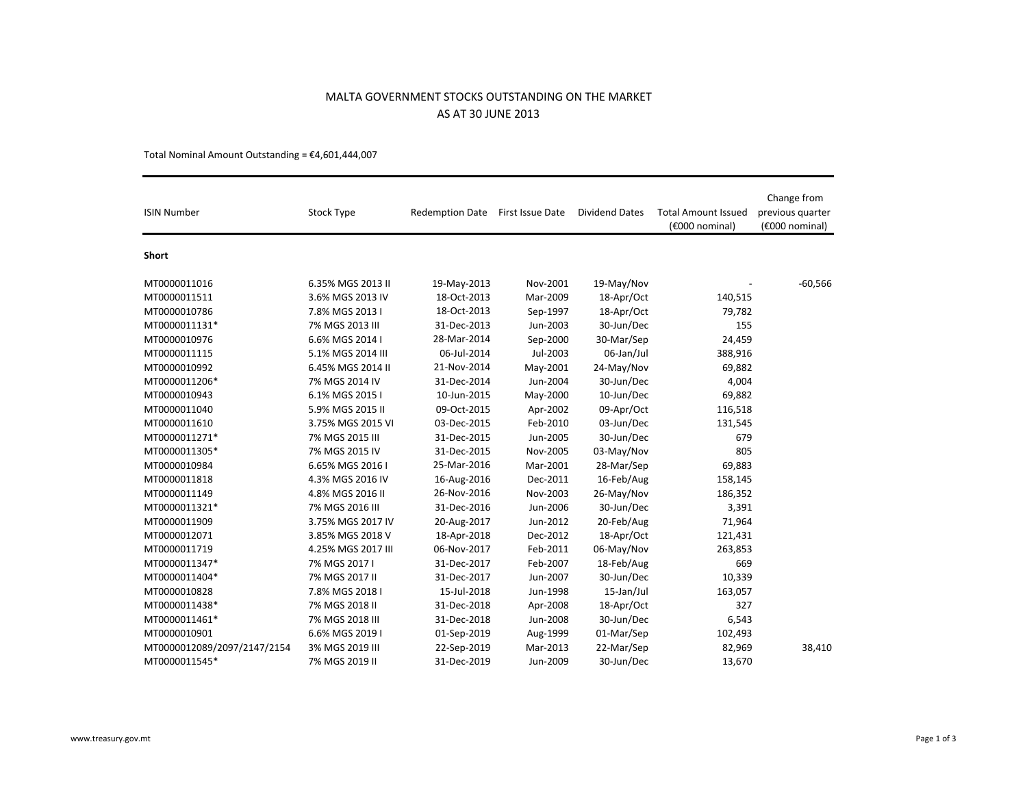# MALTA GOVERNMENT STOCKS OUTSTANDING ON THE MARKET
## AS AT 30 JUNE 2013

Total Nominal Amount Outstanding = €4,601,444,007

| ISIN Number | Stock Type | Redemption Date | First Issue Date | Dividend Dates | Total Amount Issued (€000 nominal) | Change from previous quarter (€000 nominal) |
|---|---|---|---|---|---|---|
| **Short** | | | | | | |
| MT0000011016 | 6.35% MGS 2013 II | 19-May-2013 | Nov-2001 | 19-May/Nov | - | -60,566 |
| MT0000011511 | 3.6% MGS 2013 IV | 18-Oct-2013 | Mar-2009 | 18-Apr/Oct | 140,515 | |
| MT0000010786 | 7.8% MGS 2013 I | 18-Oct-2013 | Sep-1997 | 18-Apr/Oct | 79,782 | |
| MT0000011131* | 7% MGS 2013 III | 31-Dec-2013 | Jun-2003 | 30-Jun/Dec | 155 | |
| MT0000010976 | 6.6% MGS 2014 I | 28-Mar-2014 | Sep-2000 | 30-Mar/Sep | 24,459 | |
| MT0000011115 | 5.1% MGS 2014 III | 06-Jul-2014 | Jul-2003 | 06-Jan/Jul | 388,916 | |
| MT0000010992 | 6.45% MGS 2014 II | 21-Nov-2014 | May-2001 | 24-May/Nov | 69,882 | |
| MT0000011206* | 7% MGS 2014 IV | 31-Dec-2014 | Jun-2004 | 30-Jun/Dec | 4,004 | |
| MT0000010943 | 6.1% MGS 2015 I | 10-Jun-2015 | May-2000 | 10-Jun/Dec | 69,882 | |
| MT0000011040 | 5.9% MGS 2015 II | 09-Oct-2015 | Apr-2002 | 09-Apr/Oct | 116,518 | |
| MT0000011610 | 3.75% MGS 2015 VI | 03-Dec-2015 | Feb-2010 | 03-Jun/Dec | 131,545 | |
| MT0000011271* | 7% MGS 2015 III | 31-Dec-2015 | Jun-2005 | 30-Jun/Dec | 679 | |
| MT0000011305* | 7% MGS 2015 IV | 31-Dec-2015 | Nov-2005 | 03-May/Nov | 805 | |
| MT0000010984 | 6.65% MGS 2016 I | 25-Mar-2016 | Mar-2001 | 28-Mar/Sep | 69,883 | |
| MT0000011818 | 4.3% MGS 2016 IV | 16-Aug-2016 | Dec-2011 | 16-Feb/Aug | 158,145 | |
| MT0000011149 | 4.8% MGS 2016 II | 26-Nov-2016 | Nov-2003 | 26-May/Nov | 186,352 | |
| MT0000011321* | 7% MGS 2016 III | 31-Dec-2016 | Jun-2006 | 30-Jun/Dec | 3,391 | |
| MT0000011909 | 3.75% MGS 2017 IV | 20-Aug-2017 | Jun-2012 | 20-Feb/Aug | 71,964 | |
| MT0000012071 | 3.85% MGS 2018 V | 18-Apr-2018 | Dec-2012 | 18-Apr/Oct | 121,431 | |
| MT0000011719 | 4.25% MGS 2017 III | 06-Nov-2017 | Feb-2011 | 06-May/Nov | 263,853 | |
| MT0000011347* | 7% MGS 2017 I | 31-Dec-2017 | Feb-2007 | 18-Feb/Aug | 669 | |
| MT0000011404* | 7% MGS 2017 II | 31-Dec-2017 | Jun-2007 | 30-Jun/Dec | 10,339 | |
| MT0000010828 | 7.8% MGS 2018 I | 15-Jul-2018 | Jun-1998 | 15-Jan/Jul | 163,057 | |
| MT0000011438* | 7% MGS 2018 II | 31-Dec-2018 | Apr-2008 | 18-Apr/Oct | 327 | |
| MT0000011461* | 7% MGS 2018 III | 31-Dec-2018 | Jun-2008 | 30-Jun/Dec | 6,543 | |
| MT0000010901 | 6.6% MGS 2019 I | 01-Sep-2019 | Aug-1999 | 01-Mar/Sep | 102,493 | |
| MT0000012089/2097/2147/2154 | 3% MGS 2019 III | 22-Sep-2019 | Mar-2013 | 22-Mar/Sep | 82,969 | 38,410 |
| MT0000011545* | 7% MGS 2019 II | 31-Dec-2019 | Jun-2009 | 30-Jun/Dec | 13,670 | |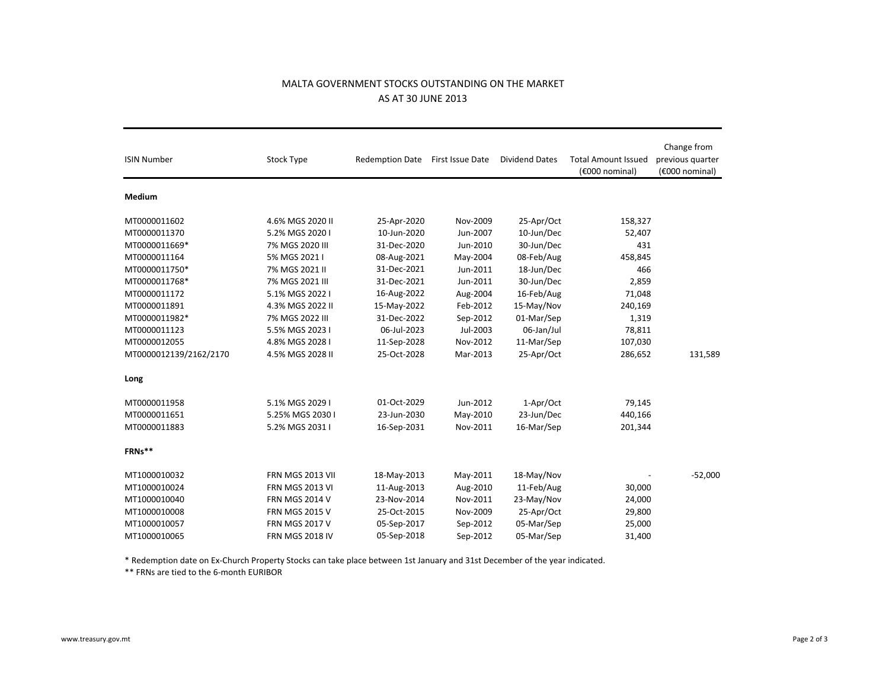# MALTA GOVERNMENT STOCKS OUTSTANDING ON THE MARKET
## AS AT 30 JUNE 2013

| ISIN Number | Stock Type | Redemption Date | First Issue Date | Dividend Dates | Total Amount Issued (€000 nominal) | Change from previous quarter (€000 nominal) |
|---|---|---|---|---|---|---|
| **Medium** | | | | | | |
| MT0000011602 | 4.6% MGS 2020 II | 25-Apr-2020 | Nov-2009 | 25-Apr/Oct | 158,327 | |
| MT0000011370 | 5.2% MGS 2020 I | 10-Jun-2020 | Jun-2007 | 10-Jun/Dec | 52,407 | |
| MT0000011669* | 7% MGS 2020 III | 31-Dec-2020 | Jun-2010 | 30-Jun/Dec | 431 | |
| MT0000011164 | 5% MGS 2021 I | 08-Aug-2021 | May-2004 | 08-Feb/Aug | 458,845 | |
| MT0000011750* | 7% MGS 2021 II | 31-Dec-2021 | Jun-2011 | 18-Jun/Dec | 466 | |
| MT0000011768* | 7% MGS 2021 III | 31-Dec-2021 | Jun-2011 | 30-Jun/Dec | 2,859 | |
| MT0000011172 | 5.1% MGS 2022 I | 16-Aug-2022 | Aug-2004 | 16-Feb/Aug | 71,048 | |
| MT0000011891 | 4.3% MGS 2022 II | 15-May-2022 | Feb-2012 | 15-May/Nov | 240,169 | |
| MT0000011982* | 7% MGS 2022 III | 31-Dec-2022 | Sep-2012 | 01-Mar/Sep | 1,319 | |
| MT0000011123 | 5.5% MGS 2023 I | 06-Jul-2023 | Jul-2003 | 06-Jan/Jul | 78,811 | |
| MT0000012055 | 4.8% MGS 2028 I | 11-Sep-2028 | Nov-2012 | 11-Mar/Sep | 107,030 | |
| MT0000012139/2162/2170 | 4.5% MGS 2028 II | 25-Oct-2028 | Mar-2013 | 25-Apr/Oct | 286,652 | 131,589 |
| **Long** | | | | | | |
| MT0000011958 | 5.1% MGS 2029 I | 01-Oct-2029 | Jun-2012 | 1-Apr/Oct | 79,145 | |
| MT0000011651 | 5.25% MGS 2030 I | 23-Jun-2030 | May-2010 | 23-Jun/Dec | 440,166 | |
| MT0000011883 | 5.2% MGS 2031 I | 16-Sep-2031 | Nov-2011 | 16-Mar/Sep | 201,344 | |
| **FRNs**** | | | | | | |
| MT1000010032 | FRN MGS 2013 VII | 18-May-2013 | May-2011 | 18-May/Nov | - | -52,000 |
| MT1000010024 | FRN MGS 2013 VI | 11-Aug-2013 | Aug-2010 | 11-Feb/Aug | 30,000 | |
| MT1000010040 | FRN MGS 2014 V | 23-Nov-2014 | Nov-2011 | 23-May/Nov | 24,000 | |
| MT1000010008 | FRN MGS 2015 V | 25-Oct-2015 | Nov-2009 | 25-Apr/Oct | 29,800 | |
| MT1000010057 | FRN MGS 2017 V | 05-Sep-2017 | Sep-2012 | 05-Mar/Sep | 25,000 | |
| MT1000010065 | FRN MGS 2018 IV | 05-Sep-2018 | Sep-2012 | 05-Mar/Sep | 31,400 | |

* Redemption date on Ex-Church Property Stocks can take place between 1st January and 31st December of the year indicated.

** FRNs are tied to the 6-month EURIBOR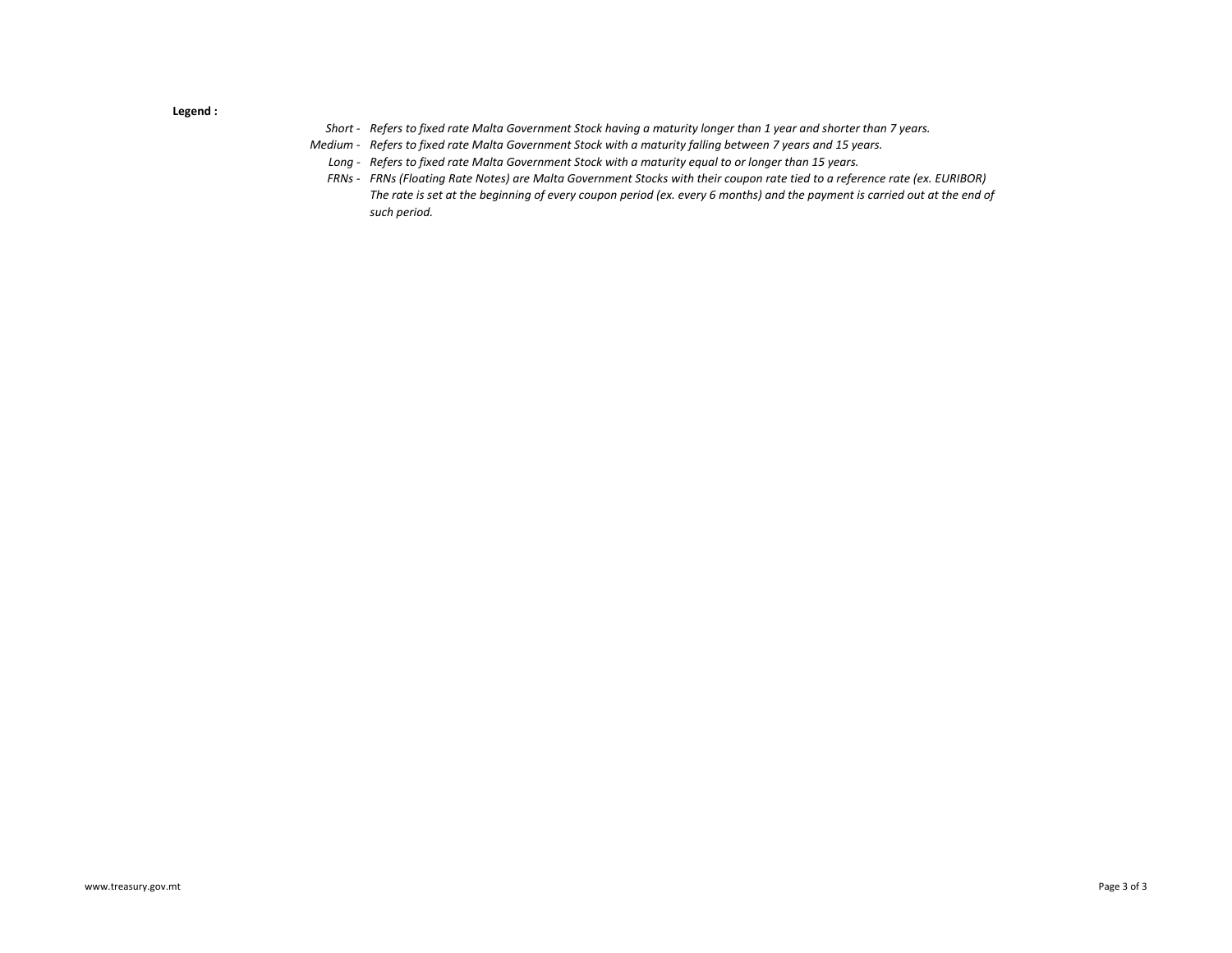**Legend :**

*Short -* *Refers to fixed rate Malta Government Stock having a maturity longer than 1 year and shorter than 7 years.*

*Medium -* *Refers to fixed rate Malta Government Stock with a maturity falling between 7 years and 15 years.*

*Long -* *Refers to fixed rate Malta Government Stock with a maturity equal to or longer than 15 years.*

*FRNs -* *FRNs (Floating Rate Notes) are Malta Government Stocks with their coupon rate tied to a reference rate (ex. EURIBOR) The rate is set at the beginning of every coupon period (ex. every 6 months) and the payment is carried out at the end of such period.*